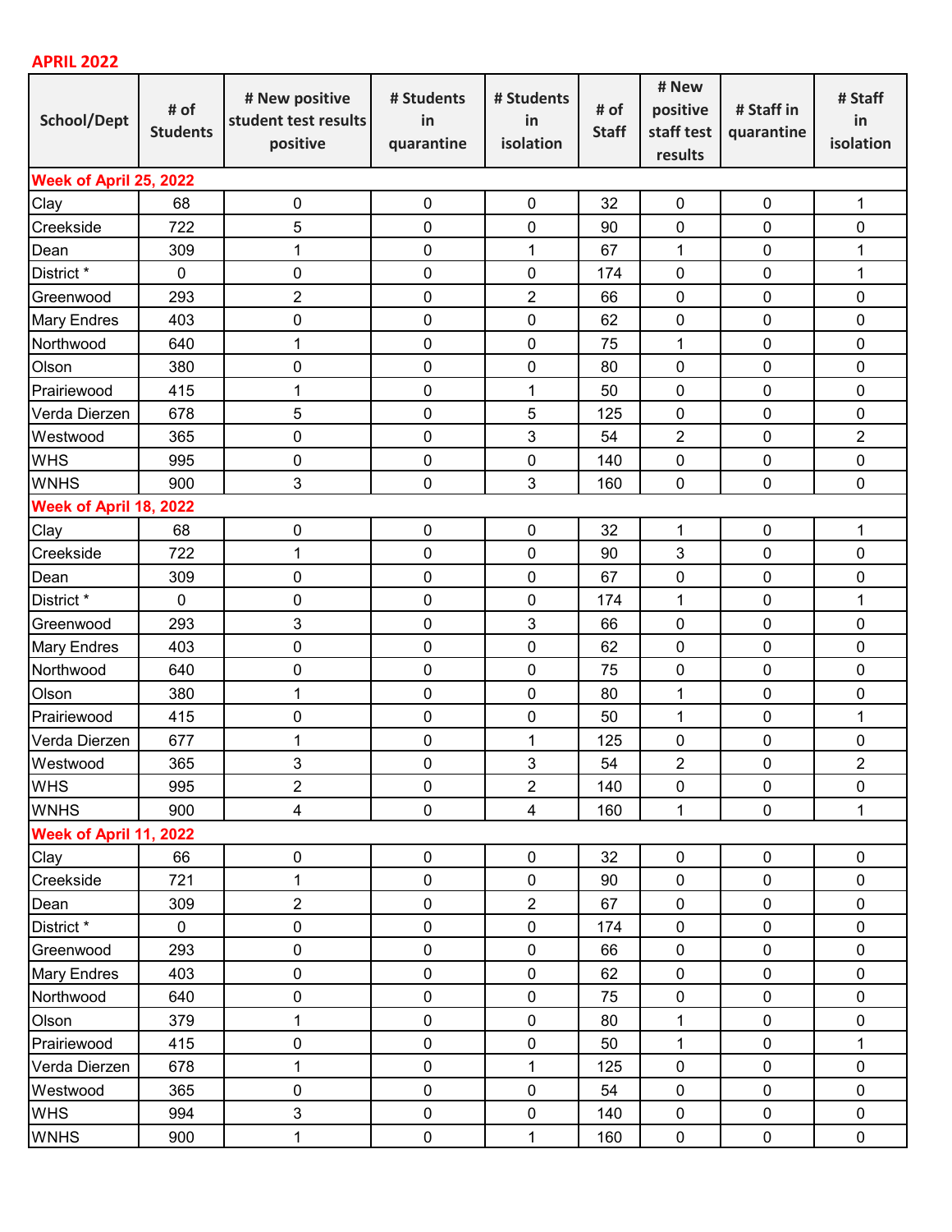**APRIL 2022**

| School/Dept | # of Students | # New positive student test results positive | # Students in quarantine | # Students in isolation | # of Staff | # New positive staff test results | # Staff in quarantine | # Staff in isolation |
|---|---|---|---|---|---|---|---|---|
| **Week of April 25, 2022** | | | | | | | | |
| Clay | 68 | 0 | 0 | 0 | 32 | 0 | 0 | 1 |
| Creekside | 722 | 5 | 0 | 0 | 90 | 0 | 0 | 0 |
| Dean | 309 | 1 | 0 | 1 | 67 | 1 | 0 | 1 |
| District * | 0 | 0 | 0 | 0 | 174 | 0 | 0 | 1 |
| Greenwood | 293 | 2 | 0 | 2 | 66 | 0 | 0 | 0 |
| Mary Endres | 403 | 0 | 0 | 0 | 62 | 0 | 0 | 0 |
| Northwood | 640 | 1 | 0 | 0 | 75 | 1 | 0 | 0 |
| Olson | 380 | 0 | 0 | 0 | 80 | 0 | 0 | 0 |
| Prairiewood | 415 | 1 | 0 | 1 | 50 | 0 | 0 | 0 |
| Verda Dierzen | 678 | 5 | 0 | 5 | 125 | 0 | 0 | 0 |
| Westwood | 365 | 0 | 0 | 3 | 54 | 2 | 0 | 2 |
| WHS | 995 | 0 | 0 | 0 | 140 | 0 | 0 | 0 |
| WNHS | 900 | 3 | 0 | 3 | 160 | 0 | 0 | 0 |
| **Week of April 18, 2022** | | | | | | | | |
| Clay | 68 | 0 | 0 | 0 | 32 | 1 | 0 | 1 |
| Creekside | 722 | 1 | 0 | 0 | 90 | 3 | 0 | 0 |
| Dean | 309 | 0 | 0 | 0 | 67 | 0 | 0 | 0 |
| District * | 0 | 0 | 0 | 0 | 174 | 1 | 0 | 1 |
| Greenwood | 293 | 3 | 0 | 3 | 66 | 0 | 0 | 0 |
| Mary Endres | 403 | 0 | 0 | 0 | 62 | 0 | 0 | 0 |
| Northwood | 640 | 0 | 0 | 0 | 75 | 0 | 0 | 0 |
| Olson | 380 | 1 | 0 | 0 | 80 | 1 | 0 | 0 |
| Prairiewood | 415 | 0 | 0 | 0 | 50 | 1 | 0 | 1 |
| Verda Dierzen | 677 | 1 | 0 | 1 | 125 | 0 | 0 | 0 |
| Westwood | 365 | 3 | 0 | 3 | 54 | 2 | 0 | 2 |
| WHS | 995 | 2 | 0 | 2 | 140 | 0 | 0 | 0 |
| WNHS | 900 | 4 | 0 | 4 | 160 | 1 | 0 | 1 |
| **Week of April 11, 2022** | | | | | | | | |
| Clay | 66 | 0 | 0 | 0 | 32 | 0 | 0 | 0 |
| Creekside | 721 | 1 | 0 | 0 | 90 | 0 | 0 | 0 |
| Dean | 309 | 2 | 0 | 2 | 67 | 0 | 0 | 0 |
| District * | 0 | 0 | 0 | 0 | 174 | 0 | 0 | 0 |
| Greenwood | 293 | 0 | 0 | 0 | 66 | 0 | 0 | 0 |
| Mary Endres | 403 | 0 | 0 | 0 | 62 | 0 | 0 | 0 |
| Northwood | 640 | 0 | 0 | 0 | 75 | 0 | 0 | 0 |
| Olson | 379 | 1 | 0 | 0 | 80 | 1 | 0 | 0 |
| Prairiewood | 415 | 0 | 0 | 0 | 50 | 1 | 0 | 1 |
| Verda Dierzen | 678 | 1 | 0 | 1 | 125 | 0 | 0 | 0 |
| Westwood | 365 | 0 | 0 | 0 | 54 | 0 | 0 | 0 |
| WHS | 994 | 3 | 0 | 0 | 140 | 0 | 0 | 0 |
| WNHS | 900 | 1 | 0 | 1 | 160 | 0 | 0 | 0 |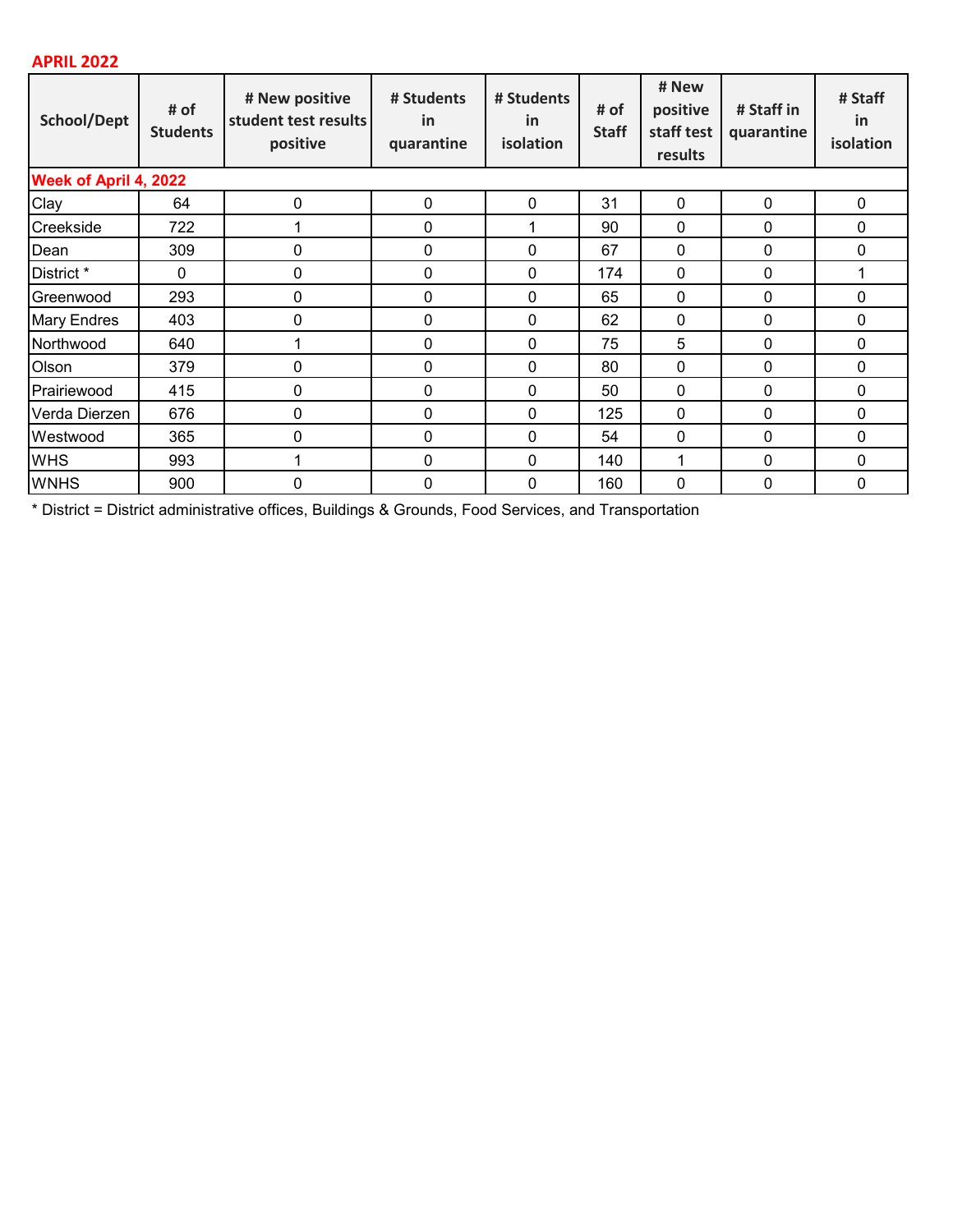## APRIL 2022

| School/Dept | # of Students | # New positive student test results positive | # Students in quarantine | # Students in isolation | # of Staff | # New positive staff test results | # Staff in quarantine | # Staff in isolation |
|---|---|---|---|---|---|---|---|---|
| **Week of April 4, 2022** | | | | | | | | |
| Clay | 64 | 0 | 0 | 0 | 31 | 0 | 0 | 0 |
| Creekside | 722 | 1 | 0 | 1 | 90 | 0 | 0 | 0 |
| Dean | 309 | 0 | 0 | 0 | 67 | 0 | 0 | 0 |
| District * | 0 | 0 | 0 | 0 | 174 | 0 | 0 | 1 |
| Greenwood | 293 | 0 | 0 | 0 | 65 | 0 | 0 | 0 |
| Mary Endres | 403 | 0 | 0 | 0 | 62 | 0 | 0 | 0 |
| Northwood | 640 | 1 | 0 | 0 | 75 | 5 | 0 | 0 |
| Olson | 379 | 0 | 0 | 0 | 80 | 0 | 0 | 0 |
| Prairiewood | 415 | 0 | 0 | 0 | 50 | 0 | 0 | 0 |
| Verda Dierzen | 676 | 0 | 0 | 0 | 125 | 0 | 0 | 0 |
| Westwood | 365 | 0 | 0 | 0 | 54 | 0 | 0 | 0 |
| WHS | 993 | 1 | 0 | 0 | 140 | 1 | 0 | 0 |
| WNHS | 900 | 0 | 0 | 0 | 160 | 0 | 0 | 0 |

* District = District administrative offices, Buildings & Grounds, Food Services, and Transportation